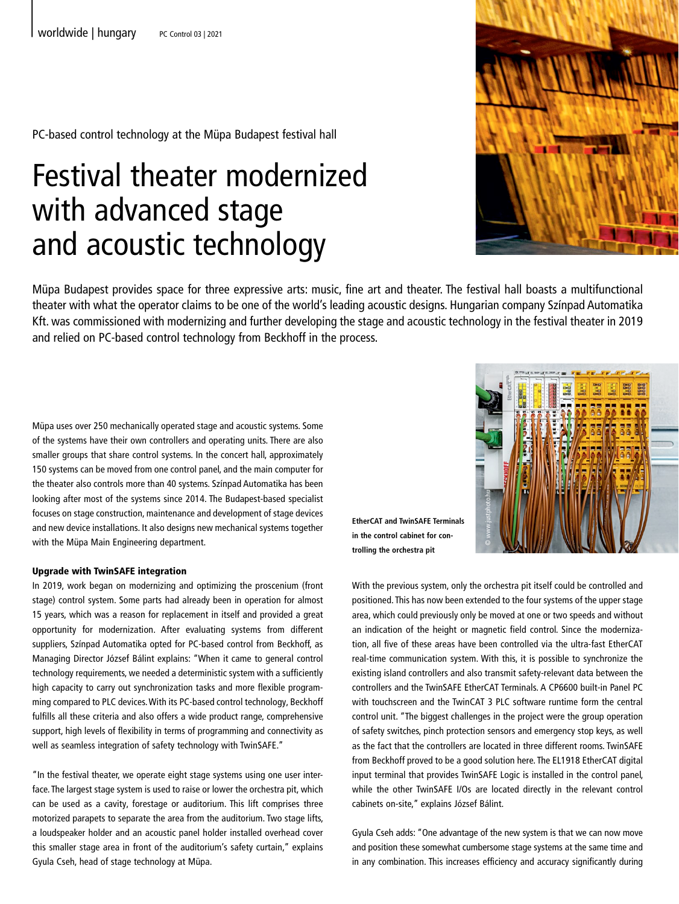PC-based control technology at the Müpa Budapest festival hall

# Festival theater modernized with advanced stage and acoustic technology

Müpa Budapest provides space for three expressive arts: music, fine art and theater. The festival hall boasts a multifunctional theater with what the operator claims to be one of the world's leading acoustic designs. Hungarian company Színpad Automatika Kft. was commissioned with modernizing and further developing the stage and acoustic technology in the festival theater in 2019 and relied on PC-based control technology from Beckhoff in the process.

Müpa uses over 250 mechanically operated stage and acoustic systems. Some of the systems have their own controllers and operating units. There are also smaller groups that share control systems. In the concert hall, approximately 150 systems can be moved from one control panel, and the main computer for the theater also controls more than 40 systems. Színpad Automatika has been looking after most of the systems since 2014. The Budapest-based specialist focuses on stage construction, maintenance and development of stage devices and new device installations. It also designs new mechanical systems together with the Müpa Main Engineering department.

## Upgrade with TwinSAFE integration

In 2019, work began on modernizing and optimizing the proscenium (front stage) control system. Some parts had already been in operation for almost 15 years, which was a reason for replacement in itself and provided a great opportunity for modernization. After evaluating systems from different suppliers, Színpad Automatika opted for PC-based control from Beckhoff, as Managing Director József Bálint explains: "When it came to general control technology requirements, we needed a deterministic system with a sufficiently high capacity to carry out synchronization tasks and more flexible programming compared to PLC devices. With its PC-based control technology, Beckhoff fulfills all these criteria and also offers a wide product range, comprehensive support, high levels of flexibility in terms of programming and connectivity as well as seamless integration of safety technology with TwinSAFE."

"In the festival theater, we operate eight stage systems using one user interface. The largest stage system is used to raise or lower the orchestra pit, which can be used as a cavity, forestage or auditorium. This lift comprises three motorized parapets to separate the area from the auditorium. Two stage lifts, a loudspeaker holder and an acoustic panel holder installed overhead cover this smaller stage area in front of the auditorium's safety curtain," explains Gyula Cseh, head of stage technology at Müpa.

**EtherCAT and TwinSAFE Terminals in the control cabinet for controlling the orchestra pit**

With the previous system, only the orchestra pit itself could be controlled and positioned. This has now been extended to the four systems of the upper stage area, which could previously only be moved at one or two speeds and without an indication of the height or magnetic field control. Since the modernization, all five of these areas have been controlled via the ultra-fast EtherCAT real-time communication system. With this, it is possible to synchronize the existing island controllers and also transmit safety-relevant data between the controllers and the TwinSAFE EtherCAT Terminals. A CP6600 built-in Panel PC with touchscreen and the TwinCAT 3 PLC software runtime form the central control unit. "The biggest challenges in the project were the group operation of safety switches, pinch protection sensors and emergency stop keys, as well as the fact that the controllers are located in three different rooms. TwinSAFE from Beckhoff proved to be a good solution here. The EL1918 EtherCAT digital input terminal that provides TwinSAFE Logic is installed in the control panel, while the other TwinSAFE I/Os are located directly in the relevant control cabinets on-site," explains József Bálint.

Gyula Cseh adds: "One advantage of the new system is that we can now move and position these somewhat cumbersome stage systems at the same time and in any combination. This increases efficiency and accuracy significantly during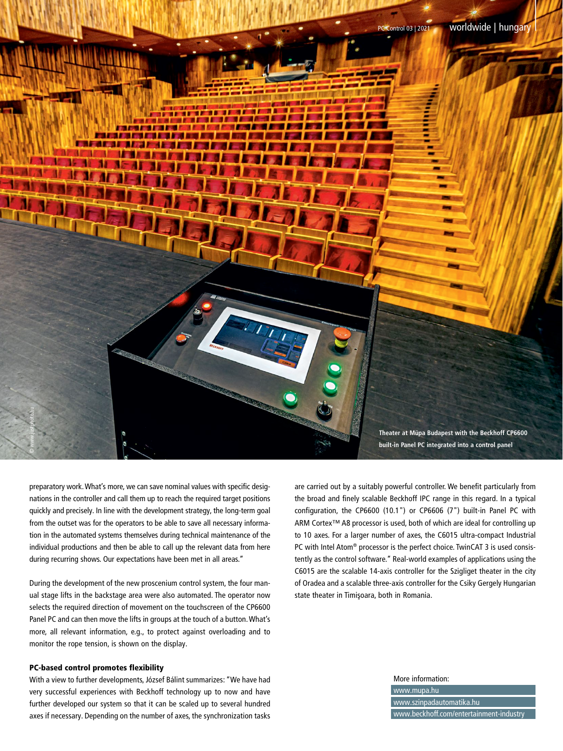Theater at Müpa Budapest with the Beckhoff CP6600 built-in Panel PC integrated into a control panel

preparatory work. What's more, we can save nominal values with specific designations in the controller and call them up to reach the required target positions quickly and precisely. In line with the development strategy, the long-term goal from the outset was for the operators to be able to save all necessary information in the automated systems themselves during technical maintenance of the individual productions and then be able to call up the relevant data from here during recurring shows. Our expectations have been met in all areas."

During the development of the new proscenium control system, the four manual stage lifts in the backstage area were also automated. The operator now selects the required direction of movement on the touchscreen of the CP6600 Panel PC and can then move the lifts in groups at the touch of a button. What's more, all relevant information, e.g., to protect against overloading and to monitor the rope tension, is shown on the display.

### PC-based control promotes flexibility

With a view to further developments, József Bálint summarizes: "We have had very successful experiences with Beckhoff technology up to now and have further developed our system so that it can be scaled up to several hundred axes if necessary. Depending on the number of axes, the synchronization tasks are carried out by a suitably powerful controller. We benefit particularly from the broad and finely scalable Beckhoff IPC range in this regard. In a typical configuration, the CP6600 (10.1") or CP6606 (7") built-in Panel PC with ARM Cortex™ A8 processor is used, both of which are ideal for controlling up to 10 axes. For a larger number of axes, the C6015 ultra-compact Industrial PC with Intel Atom® processor is the perfect choice. TwinCAT 3 is used consistently as the control software." Real-world examples of applications using the C6015 are the scalable 14-axis controller for the Szigliget theater in the city of Oradea and a scalable three-axis controller for the Csiky Gergely Hungarian state theater in Timişoara, both in Romania.

More information:
www.mupa.hu
www.szinpadautomatika.hu
www.beckhoff.com/entertainment-industry